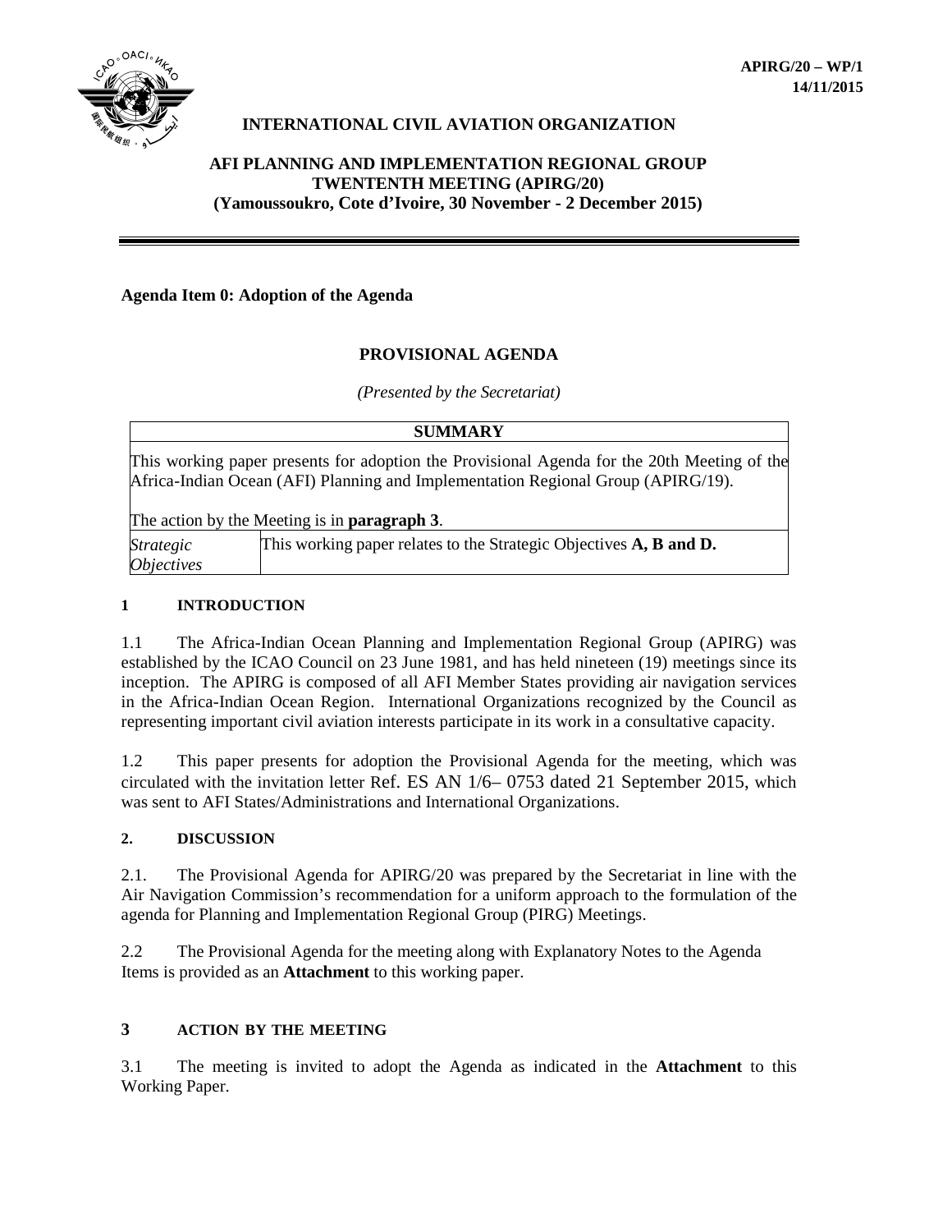**APIRG/20 – WP/1**
**14/11/2015**

**INTERNATIONAL CIVIL AVIATION ORGANIZATION**

**AFI PLANNING AND IMPLEMENTATION REGIONAL GROUP**
**TWENTENTH MEETING (APIRG/20)**
**(Yamoussoukro, Cote d'Ivoire, 30 November - 2 December 2015)**

---

**Agenda Item 0: Adoption of the Agenda**

## PROVISIONAL AGENDA

*(Presented by the Secretariat)*

| **SUMMARY** | |
|---|---|
| This working paper presents for adoption the Provisional Agenda for the 20th Meeting of the Africa-Indian Ocean (AFI) Planning and Implementation Regional Group (APIRG/19).<br><br>The action by the Meeting is in **paragraph 3**. | |
| *Strategic Objectives* | This working paper relates to the Strategic Objectives **A, B and D.** |

### 1 INTRODUCTION

1.1 The Africa-Indian Ocean Planning and Implementation Regional Group (APIRG) was established by the ICAO Council on 23 June 1981, and has held nineteen (19) meetings since its inception. The APIRG is composed of all AFI Member States providing air navigation services in the Africa-Indian Ocean Region. International Organizations recognized by the Council as representing important civil aviation interests participate in its work in a consultative capacity.

1.2 This paper presents for adoption the Provisional Agenda for the meeting, which was circulated with the invitation letter Ref. ES AN 1/6– 0753 dated 21 September 2015, which was sent to AFI States/Administrations and International Organizations.

### 2. DISCUSSION

2.1. The Provisional Agenda for APIRG/20 was prepared by the Secretariat in line with the Air Navigation Commission's recommendation for a uniform approach to the formulation of the agenda for Planning and Implementation Regional Group (PIRG) Meetings.

2.2 The Provisional Agenda for the meeting along with Explanatory Notes to the Agenda Items is provided as an **Attachment** to this working paper.

### 3 ACTION BY THE MEETING

3.1 The meeting is invited to adopt the Agenda as indicated in the **Attachment** to this Working Paper.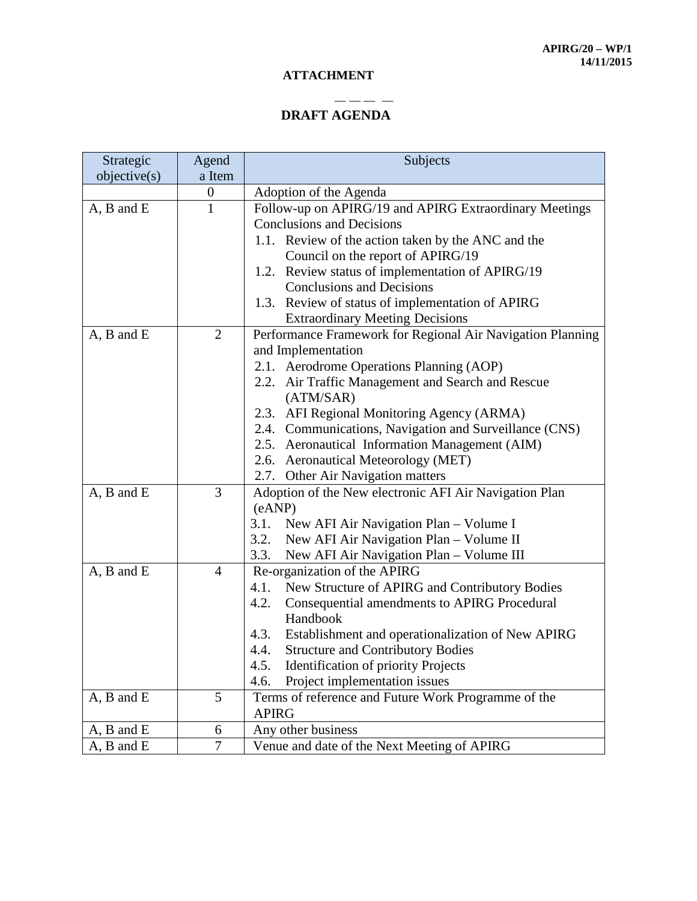**ATTACHMENT**

— — — —

## DRAFT AGENDA

| Strategic objective(s) | Agenda Item | Subjects |
|---|---|---|
| | 0 | Adoption of the Agenda |
| A, B and E | 1 | Follow-up on APIRG/19 and APIRG Extraordinary Meetings Conclusions and Decisions<br>1.1. Review of the action taken by the ANC and the Council on the report of APIRG/19<br>1.2. Review status of implementation of APIRG/19 Conclusions and Decisions<br>1.3. Review of status of implementation of APIRG Extraordinary Meeting Decisions |
| A, B and E | 2 | Performance Framework for Regional Air Navigation Planning and Implementation<br>2.1. Aerodrome Operations Planning (AOP)<br>2.2. Air Traffic Management and Search and Rescue (ATM/SAR)<br>2.3. AFI Regional Monitoring Agency (ARMA)<br>2.4. Communications, Navigation and Surveillance (CNS)<br>2.5. Aeronautical Information Management (AIM)<br>2.6. Aeronautical Meteorology (MET)<br>2.7. Other Air Navigation matters |
| A, B and E | 3 | Adoption of the New electronic AFI Air Navigation Plan (eANP)<br>3.1. New AFI Air Navigation Plan – Volume I<br>3.2. New AFI Air Navigation Plan – Volume II<br>3.3. New AFI Air Navigation Plan – Volume III |
| A, B and E | 4 | Re-organization of the APIRG<br>4.1. New Structure of APIRG and Contributory Bodies<br>4.2. Consequential amendments to APIRG Procedural Handbook<br>4.3. Establishment and operationalization of New APIRG<br>4.4. Structure and Contributory Bodies<br>4.5. Identification of priority Projects<br>4.6. Project implementation issues |
| A, B and E | 5 | Terms of reference and Future Work Programme of the APIRG |
| A, B and E | 6 | Any other business |
| A, B and E | 7 | Venue and date of the Next Meeting of APIRG |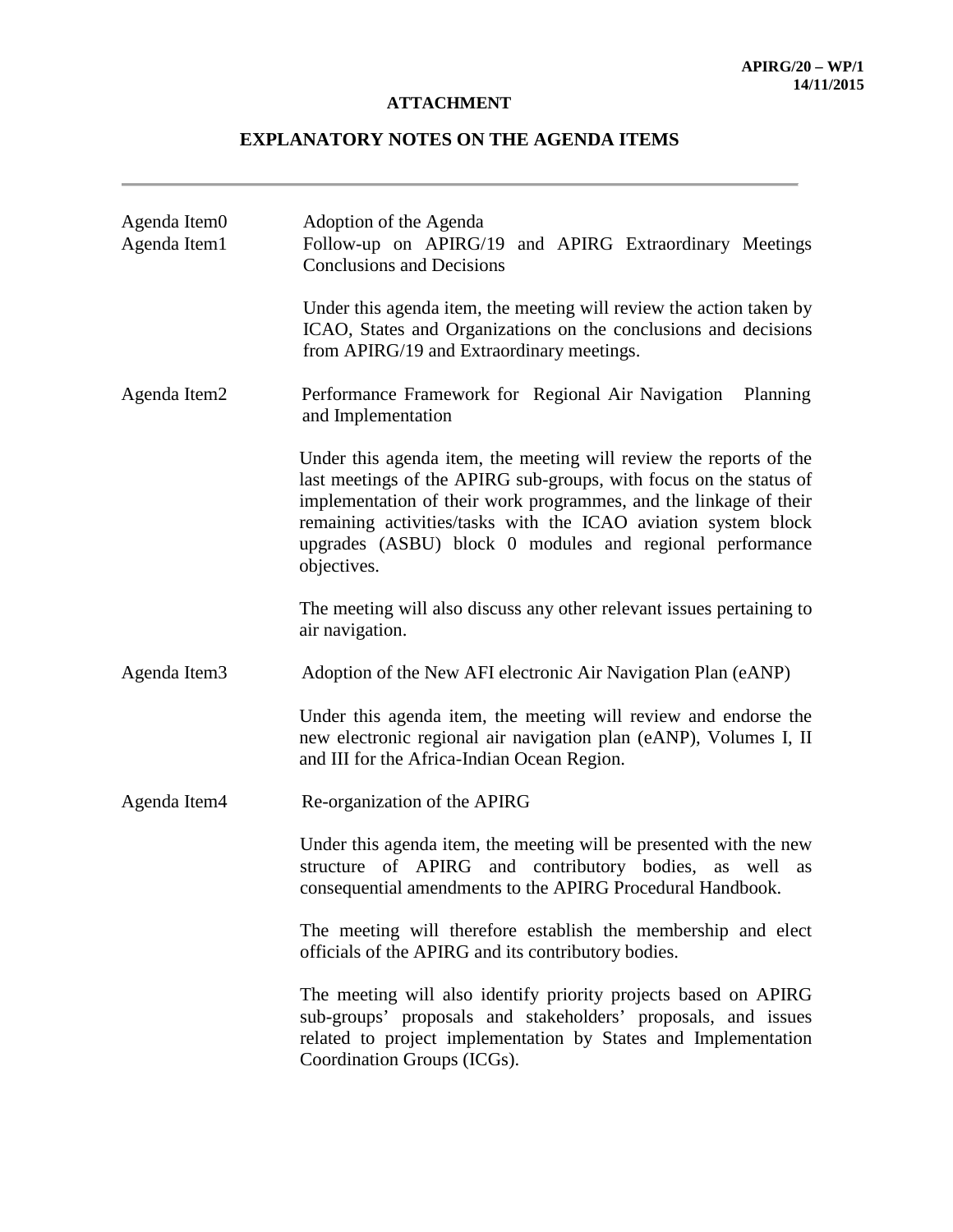**ATTACHMENT**

# EXPLANATORY NOTES ON THE AGENDA ITEMS

---

| | |
|---|---|
| Agenda Item0 | Adoption of the Agenda |
| Agenda Item1 | Follow-up on APIRG/19 and APIRG Extraordinary Meetings Conclusions and Decisions |
| | Under this agenda item, the meeting will review the action taken by ICAO, States and Organizations on the conclusions and decisions from APIRG/19 and Extraordinary meetings. |
| Agenda Item2 | Performance Framework for Regional Air Navigation Planning and Implementation |
| | Under this agenda item, the meeting will review the reports of the last meetings of the APIRG sub-groups, with focus on the status of implementation of their work programmes, and the linkage of their remaining activities/tasks with the ICAO aviation system block upgrades (ASBU) block 0 modules and regional performance objectives. |
| | The meeting will also discuss any other relevant issues pertaining to air navigation. |
| Agenda Item3 | Adoption of the New AFI electronic Air Navigation Plan (eANP) |
| | Under this agenda item, the meeting will review and endorse the new electronic regional air navigation plan (eANP), Volumes I, II and III for the Africa-Indian Ocean Region. |
| Agenda Item4 | Re-organization of the APIRG |
| | Under this agenda item, the meeting will be presented with the new structure of APIRG and contributory bodies, as well as consequential amendments to the APIRG Procedural Handbook. |
| | The meeting will therefore establish the membership and elect officials of the APIRG and its contributory bodies. |
| | The meeting will also identify priority projects based on APIRG sub-groups' proposals and stakeholders' proposals, and issues related to project implementation by States and Implementation Coordination Groups (ICGs). |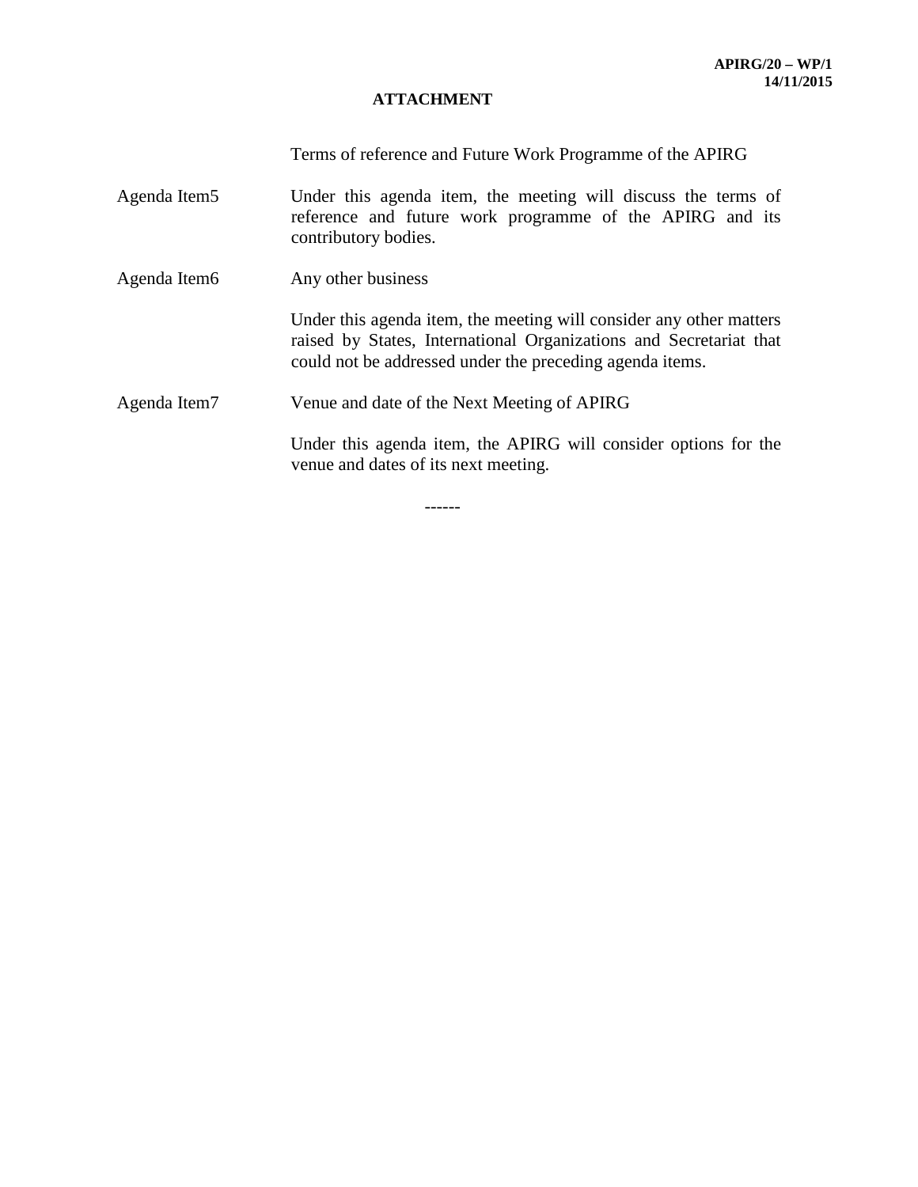**ATTACHMENT**

Terms of reference and Future Work Programme of the APIRG

Agenda Item5 Under this agenda item, the meeting will discuss the terms of reference and future work programme of the APIRG and its contributory bodies.

Agenda Item6 Any other business

Under this agenda item, the meeting will consider any other matters raised by States, International Organizations and Secretariat that could not be addressed under the preceding agenda items.

Agenda Item7 Venue and date of the Next Meeting of APIRG

Under this agenda item, the APIRG will consider options for the venue and dates of its next meeting.

------